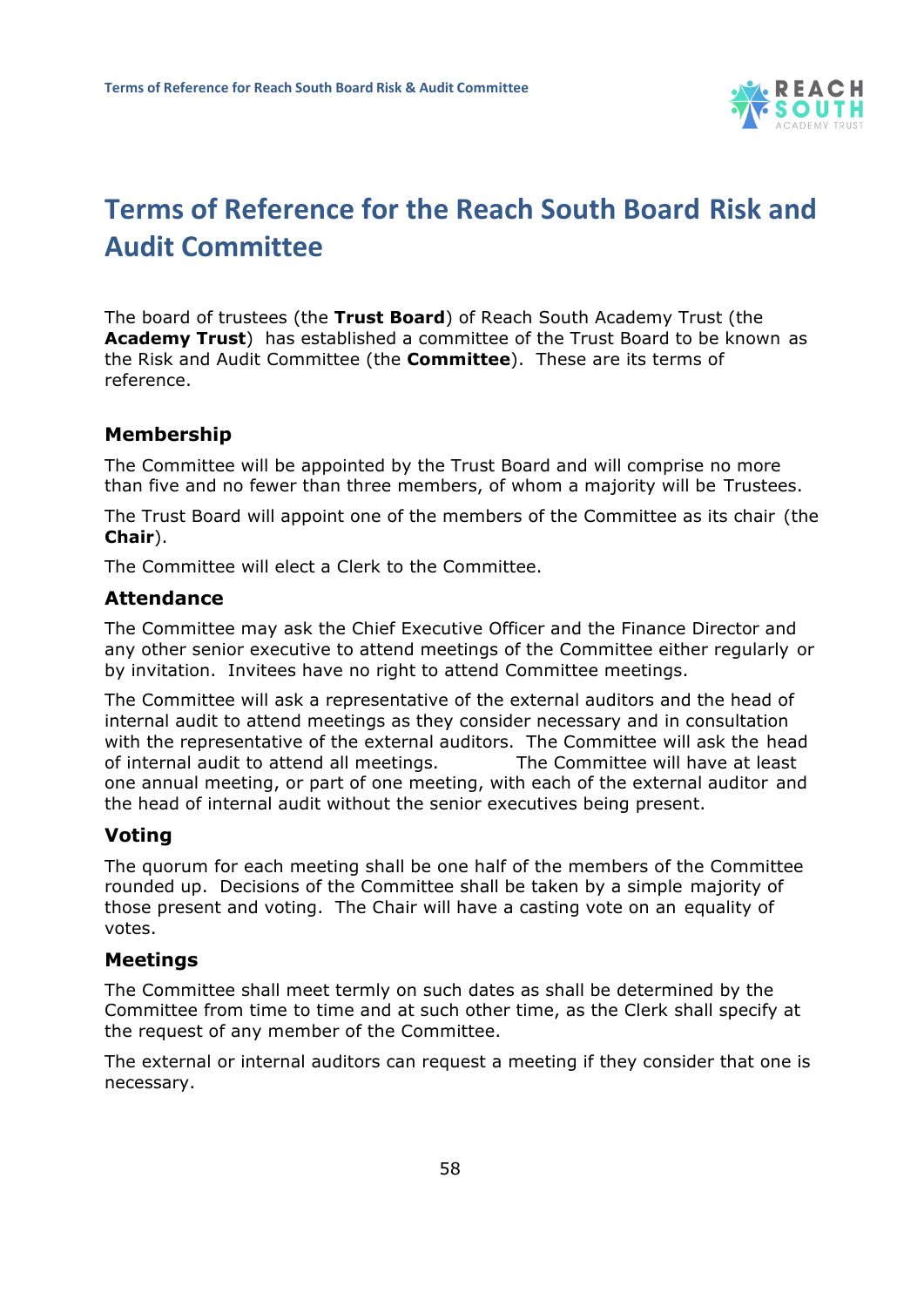# Terms of Reference for the Reach South Board Risk and Audit Committee

The board of trustees (the **Trust Board**) of Reach South Academy Trust (the **Academy Trust**) has established a committee of the Trust Board to be known as the Risk and Audit Committee (the **Committee**). These are its terms of reference.

### Membership

The Committee will be appointed by the Trust Board and will comprise no more than five and no fewer than three members, of whom a majority will be Trustees.

The Trust Board will appoint one of the members of the Committee as its chair (the **Chair**).

The Committee will elect a Clerk to the Committee.

### Attendance

The Committee may ask the Chief Executive Officer and the Finance Director and any other senior executive to attend meetings of the Committee either regularly or by invitation. Invitees have no right to attend Committee meetings.

The Committee will ask a representative of the external auditors and the head of internal audit to attend meetings as they consider necessary and in consultation with the representative of the external auditors. The Committee will ask the head of internal audit to attend all meetings. The Committee will have at least one annual meeting, or part of one meeting, with each of the external auditor and the head of internal audit without the senior executives being present.

### Voting

The quorum for each meeting shall be one half of the members of the Committee rounded up. Decisions of the Committee shall be taken by a simple majority of those present and voting. The Chair will have a casting vote on an equality of votes.

### Meetings

The Committee shall meet termly on such dates as shall be determined by the Committee from time to time and at such other time, as the Clerk shall specify at the request of any member of the Committee.

The external or internal auditors can request a meeting if they consider that one is necessary.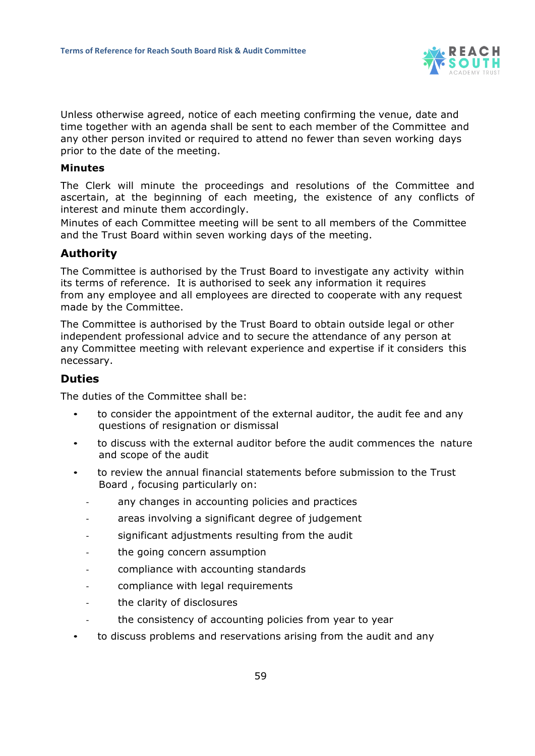Unless otherwise agreed, notice of each meeting confirming the venue, date and time together with an agenda shall be sent to each member of the Committee and any other person invited or required to attend no fewer than seven working days prior to the date of the meeting.

**Minutes**

The Clerk will minute the proceedings and resolutions of the Committee and ascertain, at the beginning of each meeting, the existence of any conflicts of interest and minute them accordingly.

Minutes of each Committee meeting will be sent to all members of the Committee and the Trust Board within seven working days of the meeting.

## Authority

The Committee is authorised by the Trust Board to investigate any activity within its terms of reference. It is authorised to seek any information it requires from any employee and all employees are directed to cooperate with any request made by the Committee.

The Committee is authorised by the Trust Board to obtain outside legal or other independent professional advice and to secure the attendance of any person at any Committee meeting with relevant experience and expertise if it considers this necessary.

## Duties

The duties of the Committee shall be:

- to consider the appointment of the external auditor, the audit fee and any questions of resignation or dismissal
- to discuss with the external auditor before the audit commences the nature and scope of the audit
- to review the annual financial statements before submission to the Trust Board , focusing particularly on:
  - any changes in accounting policies and practices
  - areas involving a significant degree of judgement
  - significant adjustments resulting from the audit
  - the going concern assumption
  - compliance with accounting standards
  - compliance with legal requirements
  - the clarity of disclosures
  - the consistency of accounting policies from year to year
- to discuss problems and reservations arising from the audit and any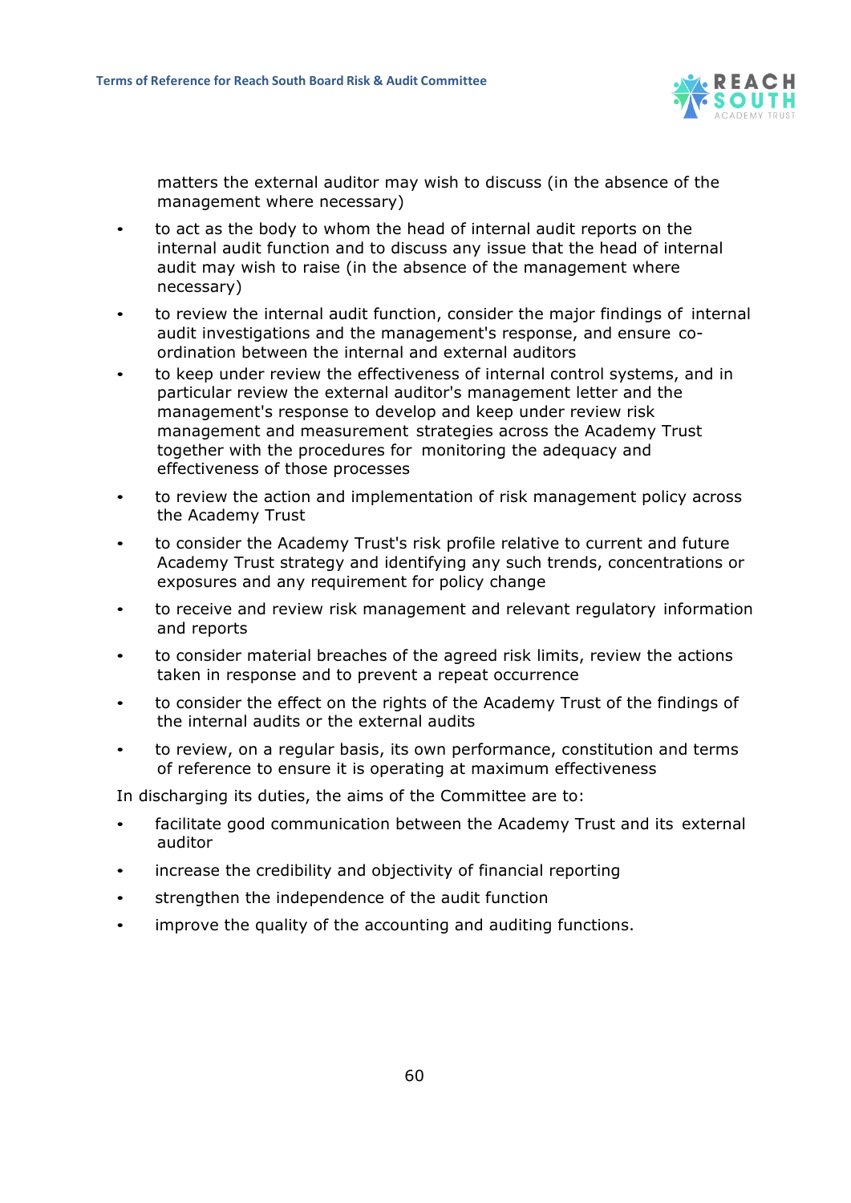matters the external auditor may wish to discuss (in the absence of the management where necessary)

- to act as the body to whom the head of internal audit reports on the internal audit function and to discuss any issue that the head of internal audit may wish to raise (in the absence of the management where necessary)
- to review the internal audit function, consider the major findings of internal audit investigations and the management's response, and ensure co-ordination between the internal and external auditors
- to keep under review the effectiveness of internal control systems, and in particular review the external auditor's management letter and the management's response to develop and keep under review risk management and measurement strategies across the Academy Trust together with the procedures for monitoring the adequacy and effectiveness of those processes
- to review the action and implementation of risk management policy across the Academy Trust
- to consider the Academy Trust's risk profile relative to current and future Academy Trust strategy and identifying any such trends, concentrations or exposures and any requirement for policy change
- to receive and review risk management and relevant regulatory information and reports
- to consider material breaches of the agreed risk limits, review the actions taken in response and to prevent a repeat occurrence
- to consider the effect on the rights of the Academy Trust of the findings of the internal audits or the external audits
- to review, on a regular basis, its own performance, constitution and terms of reference to ensure it is operating at maximum effectiveness

In discharging its duties, the aims of the Committee are to:

- facilitate good communication between the Academy Trust and its external auditor
- increase the credibility and objectivity of financial reporting
- strengthen the independence of the audit function
- improve the quality of the accounting and auditing functions.